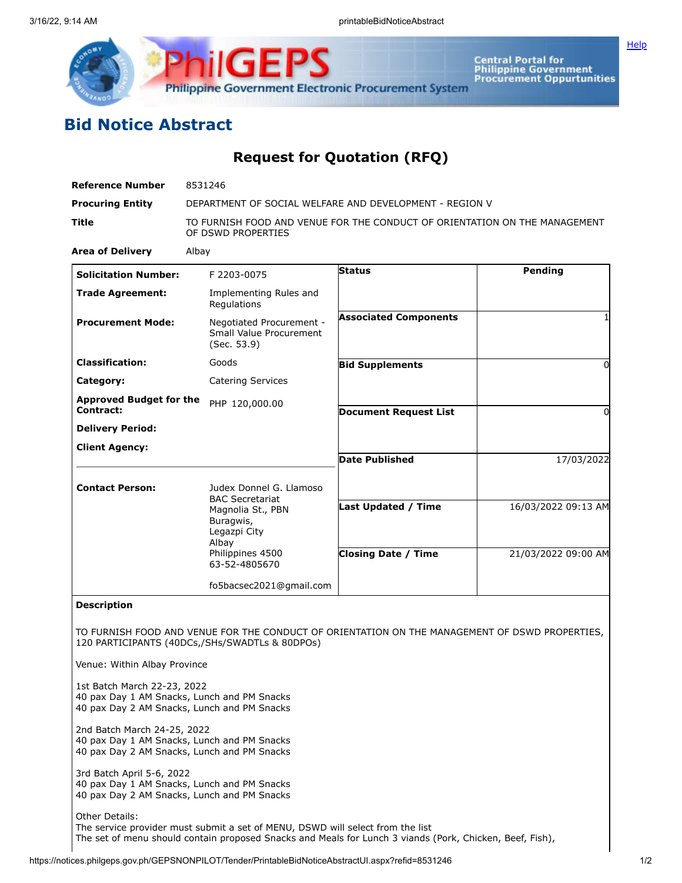# Bid Notice Abstract

## Request for Quotation (RFQ)

| | |
|---|---|
| **Reference Number** | 8531246 |
| **Procuring Entity** | DEPARTMENT OF SOCIAL WELFARE AND DEVELOPMENT - REGION V |
| **Title** | TO FURNISH FOOD AND VENUE FOR THE CONDUCT OF ORIENTATION ON THE MANAGEMENT OF DSWD PROPERTIES |
| **Area of Delivery** | Albay |

| | | | |
|---|---|---|---|
| **Solicitation Number:** | F 2203-0075 | **Status** | Pending |
| **Trade Agreement:** | Implementing Rules and Regulations | | |
| **Procurement Mode:** | Negotiated Procurement - Small Value Procurement (Sec. 53.9) | **Associated Components** | 1 |
| **Classification:** | Goods | **Bid Supplements** | 0 |
| **Category:** | Catering Services | | |
| **Approved Budget for the Contract:** | PHP 120,000.00 | **Document Request List** | 0 |
| **Delivery Period:** | | | |
| **Client Agency:** | | **Date Published** | 17/03/2022 |
| **Contact Person:** | Judex Donnel G. Llamoso<br>BAC Secretariat<br>Magnolia St., PBN<br>Buragwis,<br>Legazpi City<br>Albay<br>Philippines 4500<br>63-52-4805670<br><br>fo5bacsec2021@gmail.com | **Last Updated / Time** | 16/03/2022 09:13 AM |
| | | **Closing Date / Time** | 21/03/2022 09:00 AM |

**Description**

TO FURNISH FOOD AND VENUE FOR THE CONDUCT OF ORIENTATION ON THE MANAGEMENT OF DSWD PROPERTIES, 120 PARTICIPANTS (40DCs,/SHs/SWADTLs & 80DPOs)

Venue: Within Albay Province

1st Batch March 22-23, 2022
40 pax Day 1 AM Snacks, Lunch and PM Snacks
40 pax Day 2 AM Snacks, Lunch and PM Snacks

2nd Batch March 24-25, 2022
40 pax Day 1 AM Snacks, Lunch and PM Snacks
40 pax Day 2 AM Snacks, Lunch and PM Snacks

3rd Batch April 5-6, 2022
40 pax Day 1 AM Snacks, Lunch and PM Snacks
40 pax Day 2 AM Snacks, Lunch and PM Snacks

Other Details:
The service provider must submit a set of MENU, DSWD will select from the list
The set of menu should contain proposed Snacks and Meals for Lunch 3 viands (Pork, Chicken, Beef, Fish),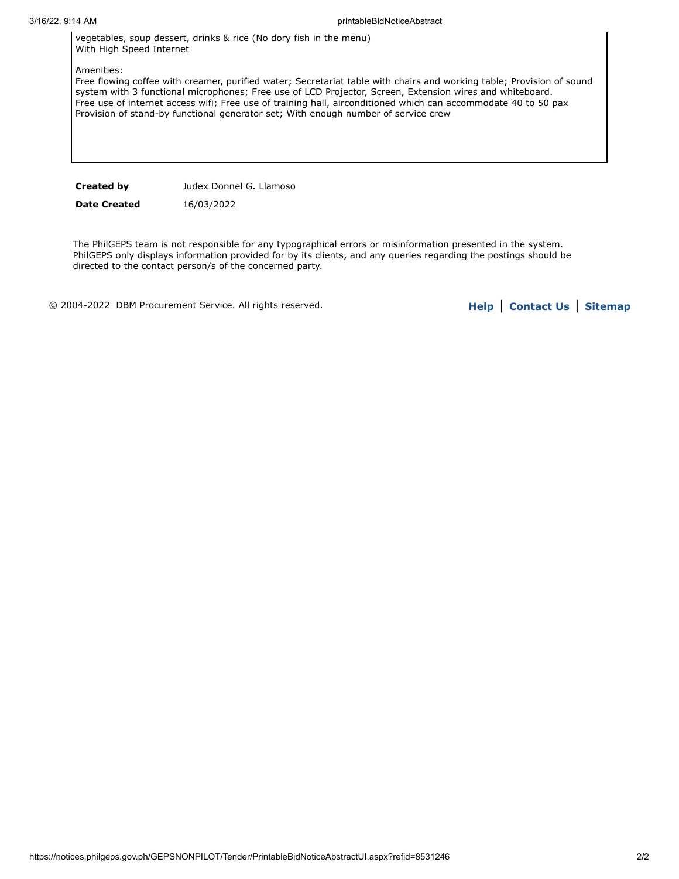vegetables, soup dessert, drinks & rice (No dory fish in the menu)
With High Speed Internet

Amenities:
Free flowing coffee with creamer, purified water; Secretariat table with chairs and working table; Provision of sound system with 3 functional microphones; Free use of LCD Projector, Screen, Extension wires and whiteboard.
Free use of internet access wifi; Free use of training hall, airconditioned which can accommodate 40 to 50 pax
Provision of stand-by functional generator set; With enough number of service crew

| | |
|---|---|
| **Created by** | Judex Donnel G. Llamoso |
| **Date Created** | 16/03/2022 |

The PhilGEPS team is not responsible for any typographical errors or misinformation presented in the system. PhilGEPS only displays information provided for by its clients, and any queries regarding the postings should be directed to the contact person/s of the concerned party.

© 2004-2022 DBM Procurement Service. All rights reserved.

**Help** | **Contact Us** | **Sitemap**